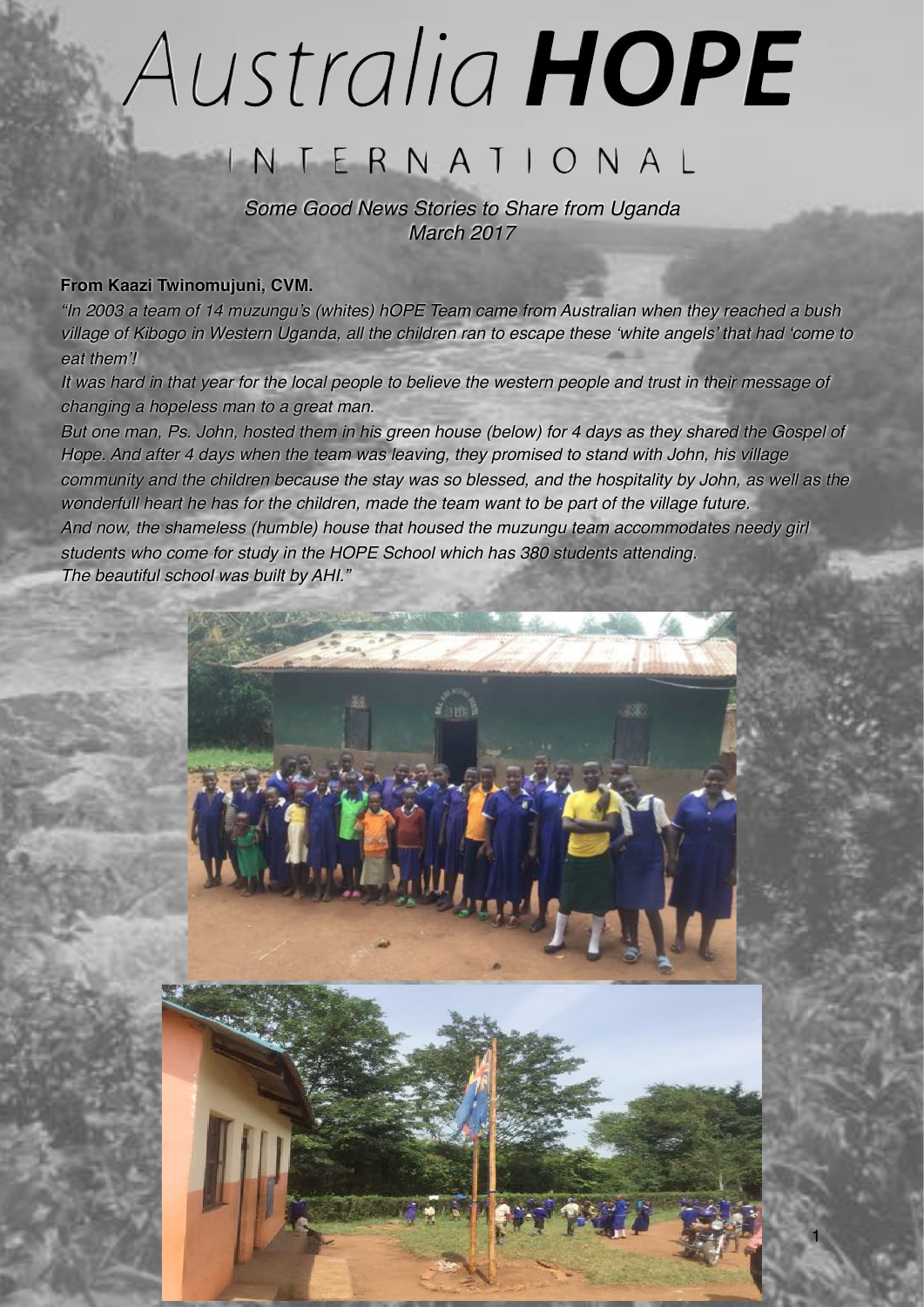# Australia **HOPE**

INTERNATIONAL

*Some Good News Stories to Share from Uganda*
*March 2017*

**From Kaazi Twinomujuni, CVM.**

*"In 2003 a team of 14 muzungu's (whites) hOPE Team came from Australian when they reached a bush village of Kibogo in Western Uganda, all the children ran to escape these 'white angels' that had 'come to eat them'!*

*It was hard in that year for the local people to believe the western people and trust in their message of changing a hopeless man to a great man.*

*But one man, Ps. John, hosted them in his green house (below) for 4 days as they shared the Gospel of Hope. And after 4 days when the team was leaving, they promised to stand with John, his village community and the children because the stay was so blessed, and the hospitality by John, as well as the wonderfull heart he has for the children, made the team want to be part of the village future.*

*And now, the shameless (humble) house that housed the muzungu team accommodates needy girl students who come for study in the HOPE School which has 380 students attending.*

*The beautiful school was built by AHI."*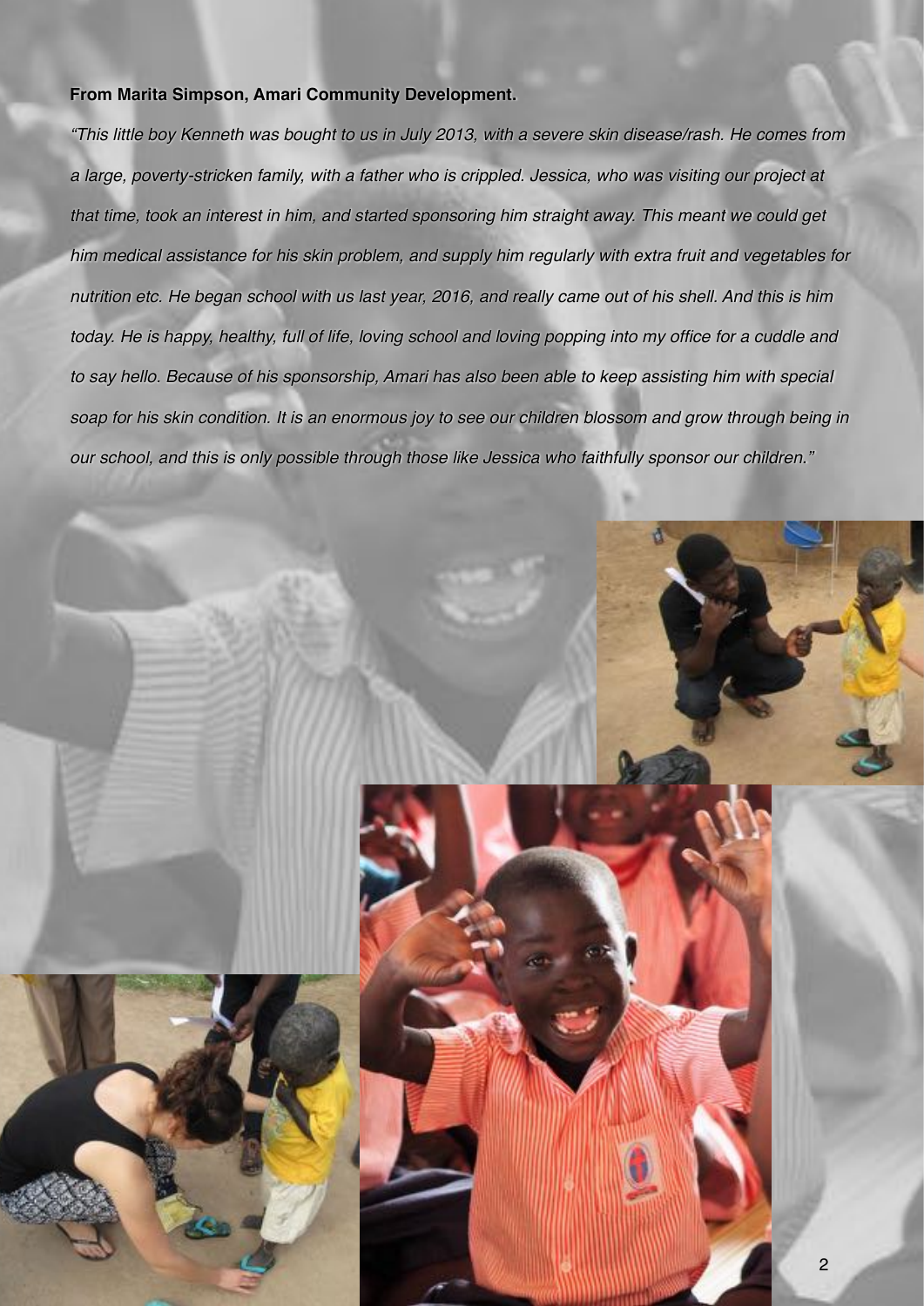**From Marita Simpson, Amari Community Development.**

*"This little boy Kenneth was bought to us in July 2013, with a severe skin disease/rash. He comes from a large, poverty-stricken family, with a father who is crippled. Jessica, who was visiting our project at that time, took an interest in him, and started sponsoring him straight away. This meant we could get him medical assistance for his skin problem, and supply him regularly with extra fruit and vegetables for nutrition etc. He began school with us last year, 2016, and really came out of his shell. And this is him today. He is happy, healthy, full of life, loving school and loving popping into my office for a cuddle and to say hello. Because of his sponsorship, Amari has also been able to keep assisting him with special soap for his skin condition. It is an enormous joy to see our children blossom and grow through being in our school, and this is only possible through those like Jessica who faithfully sponsor our children."*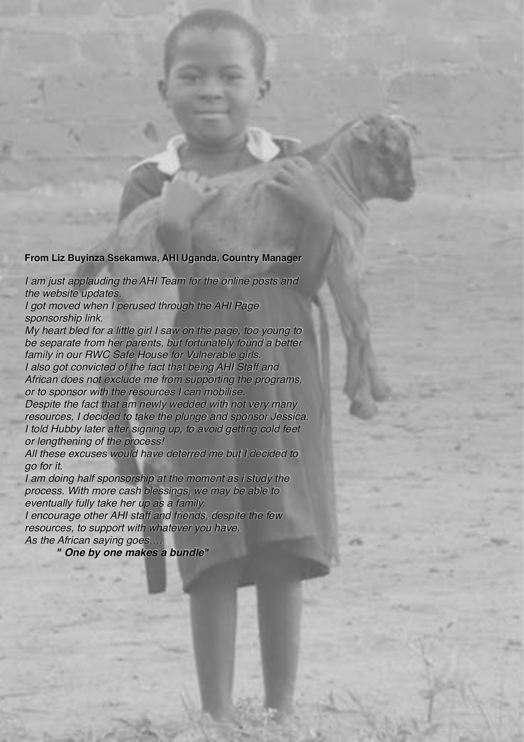**From Liz Buyinza Ssekamwa, AHI Uganda, Country Manager**

*I am just applauding the AHI Team for the online posts and the website updates.*
*I got moved when I perused through the AHI Page sponsorship link.*
*My heart bled for a little girl I saw on the page, too young to be separate from her parents, but fortunately found a better family in our RWC Safe House for Vulnerable girls.*
*I also got convicted of the fact that being AHI Staff and African does not exclude me from supporting the programs, or to sponsor with the resources I can mobilise.*
*Despite the fact that am newly wedded with not very many resources, I decided to take the plunge and sponsor Jessica.*
*I told Hubby later after signing up, to avoid getting cold feet or lengthening of the process!*
*All these excuses would have deterred me but I decided to go for it.*
*I am doing half sponsorship at the moment as i study the process. With more cash blessings, we may be able to eventually fully take her up as a family.*
*I encourage other AHI staff and friends, despite the few resources, to support with whatever you have.*
*As the African saying goes….*

***" One by one makes a bundle"***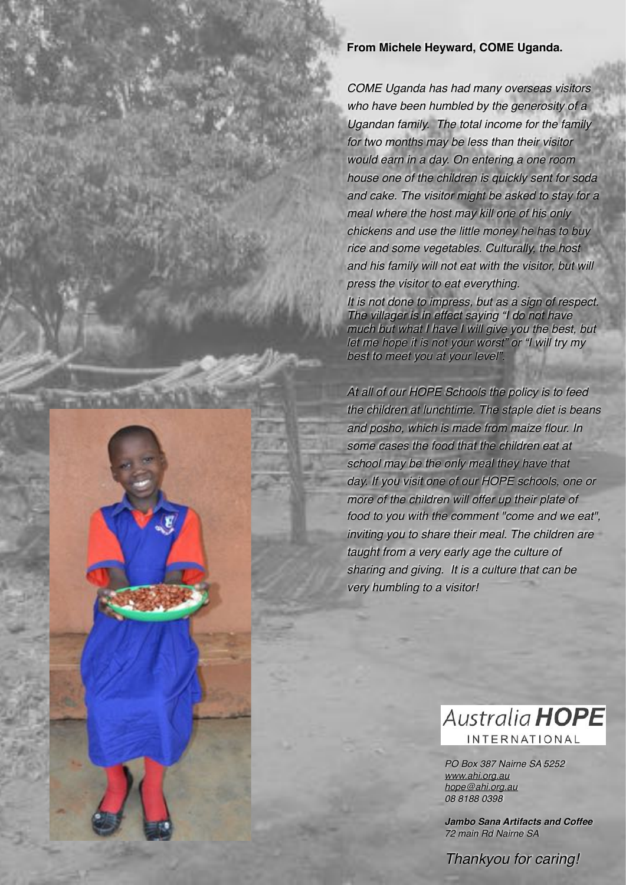**From Michele Heyward, COME Uganda.**

*COME Uganda has had many overseas visitors who have been humbled by the generosity of a Ugandan family. The total income for the family for two months may be less than their visitor would earn in a day. On entering a one room house one of the children is quickly sent for soda and cake. The visitor might be asked to stay for a meal where the host may kill one of his only chickens and use the little money he has to buy rice and some vegetables. Culturally, the host and his family will not eat with the visitor, but will press the visitor to eat everything.*

*It is not done to impress, but as a sign of respect. The villager is in effect saying "I do not have much but what I have I will give you the best, but let me hope it is not your worst" or "I will try my best to meet you at your level".*

*At all of our HOPE Schools the policy is to feed the children at lunchtime. The staple diet is beans and posho, which is made from maize flour. In some cases the food that the children eat at school may be the only meal they have that day. If you visit one of our HOPE schools, one or more of the children will offer up their plate of food to you with the comment "come and we eat", inviting you to share their meal. The children are taught from a very early age the culture of sharing and giving. It is a culture that can be very humbling to a visitor!*

Australia **HOPE**
INTERNATIONAL

*PO Box 387 Nairne SA 5252*
*www.ahi.org.au*
*hope@ahi.org.au*
*08 8188 0398*

***Jambo Sana Artifacts and Coffee***
*72 main Rd Nairne SA*

*Thankyou for caring!*